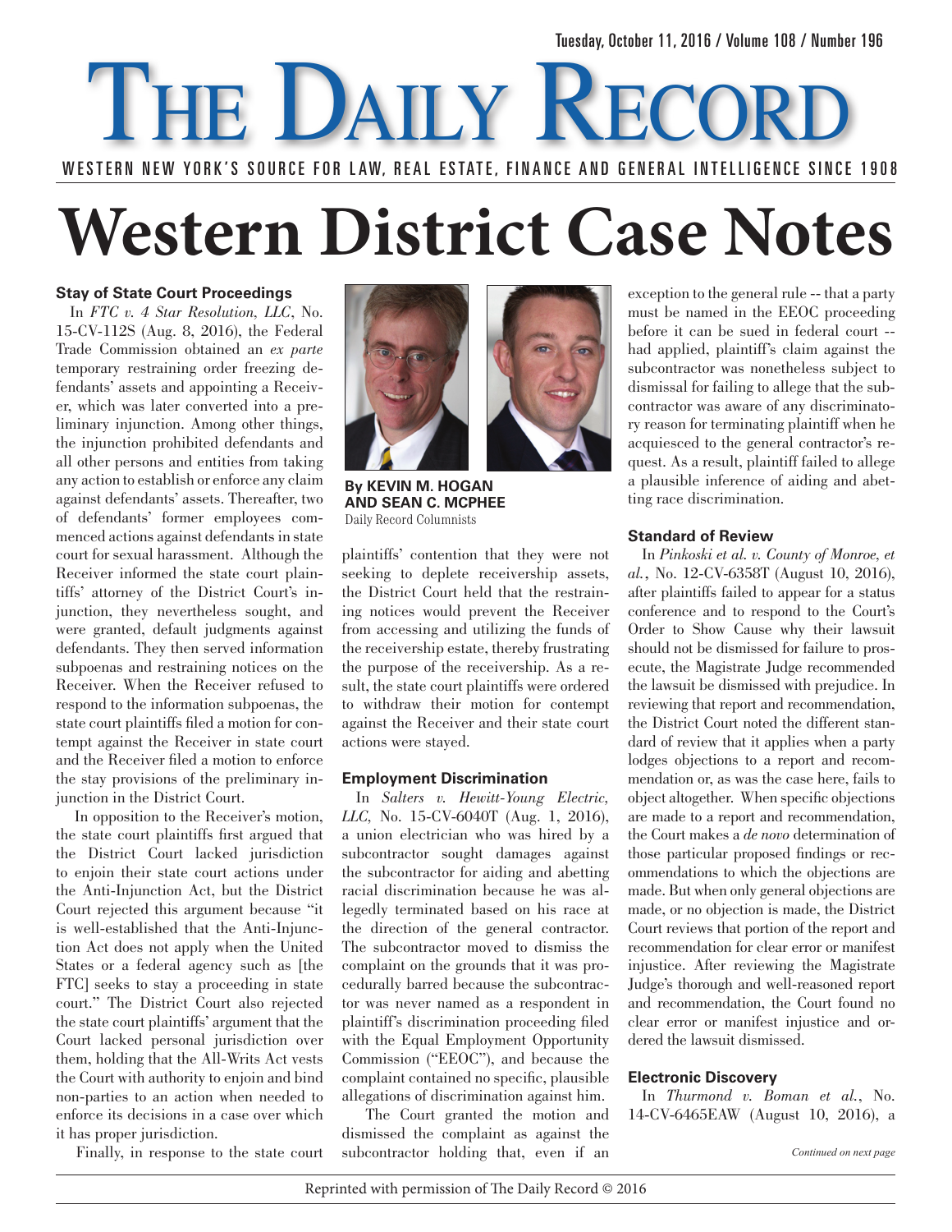# The Daily Record

WESTERN NEW YORK'S SOURCE FOR LAW, REAL ESTATE, FINANCE AND GENERAL INTELLIGENCE SINCE 1908

Tuesday, October 11, 2016 / Volume 108 / Number 196

# Western District Case Notes

**By KEVIN M. HOGAN AND SEAN C. MCPHEE**
Daily Record Columnists

### Stay of State Court Proceedings

In *FTC v. 4 Star Resolution, LLC*, No. 15-CV-112S (Aug. 8, 2016), the Federal Trade Commission obtained an *ex parte* temporary restraining order freezing defendants' assets and appointing a Receiver, which was later converted into a preliminary injunction. Among other things, the injunction prohibited defendants and all other persons and entities from taking any action to establish or enforce any claim against defendants' assets. Thereafter, two of defendants' former employees commenced actions against defendants in state court for sexual harassment. Although the Receiver informed the state court plaintiffs' attorney of the District Court's injunction, they nevertheless sought, and were granted, default judgments against defendants. They then served information subpoenas and restraining notices on the Receiver. When the Receiver refused to respond to the information subpoenas, the state court plaintiffs filed a motion for contempt against the Receiver in state court and the Receiver filed a motion to enforce the stay provisions of the preliminary injunction in the District Court.

In opposition to the Receiver's motion, the state court plaintiffs first argued that the District Court lacked jurisdiction to enjoin their state court actions under the Anti-Injunction Act, but the District Court rejected this argument because "it is well-established that the Anti-Injunction Act does not apply when the United States or a federal agency such as [the FTC] seeks to stay a proceeding in state court." The District Court also rejected the state court plaintiffs' argument that the Court lacked personal jurisdiction over them, holding that the All-Writs Act vests the Court with authority to enjoin and bind non-parties to an action when needed to enforce its decisions in a case over which it has proper jurisdiction.

Finally, in response to the state court plaintiffs' contention that they were not seeking to deplete receivership assets, the District Court held that the restraining notices would prevent the Receiver from accessing and utilizing the funds of the receivership estate, thereby frustrating the purpose of the receivership. As a result, the state court plaintiffs were ordered to withdraw their motion for contempt against the Receiver and their state court actions were stayed.

### Employment Discrimination

In *Salters v. Hewitt-Young Electric, LLC*, No. 15-CV-6040T (Aug. 1, 2016), a union electrician who was hired by a subcontractor sought damages against the subcontractor for aiding and abetting racial discrimination because he was allegedly terminated based on his race at the direction of the general contractor. The subcontractor moved to dismiss the complaint on the grounds that it was procedurally barred because the subcontractor was never named as a respondent in plaintiff's discrimination proceeding filed with the Equal Employment Opportunity Commission ("EEOC"), and because the complaint contained no specific, plausible allegations of discrimination against him.

The Court granted the motion and dismissed the complaint as against the subcontractor holding that, even if an exception to the general rule -- that a party must be named in the EEOC proceeding before it can be sued in federal court -- had applied, plaintiff's claim against the subcontractor was nonetheless subject to dismissal for failing to allege that the subcontractor was aware of any discriminatory reason for terminating plaintiff when he acquiesced to the general contractor's request. As a result, plaintiff failed to allege a plausible inference of aiding and abetting race discrimination.

### Standard of Review

In *Pinkoski et al. v. County of Monroe, et al.*, No. 12-CV-6358T (August 10, 2016), after plaintiffs failed to appear for a status conference and to respond to the Court's Order to Show Cause why their lawsuit should not be dismissed for failure to prosecute, the Magistrate Judge recommended the lawsuit be dismissed with prejudice. In reviewing that report and recommendation, the District Court noted the different standard of review that it applies when a party lodges objections to a report and recommendation or, as was the case here, fails to object altogether. When specific objections are made to a report and recommendation, the Court makes a *de novo* determination of those particular proposed findings or recommendations to which the objections are made. But when only general objections are made, or no objection is made, the District Court reviews that portion of the report and recommendation for clear error or manifest injustice. After reviewing the Magistrate Judge's thorough and well-reasoned report and recommendation, the Court found no clear error or manifest injustice and ordered the lawsuit dismissed.

### Electronic Discovery

In *Thurmond v. Boman et al.*, No. 14-CV-6465EAW (August 10, 2016), a

*Continued on next page*

Reprinted with permission of The Daily Record © 2016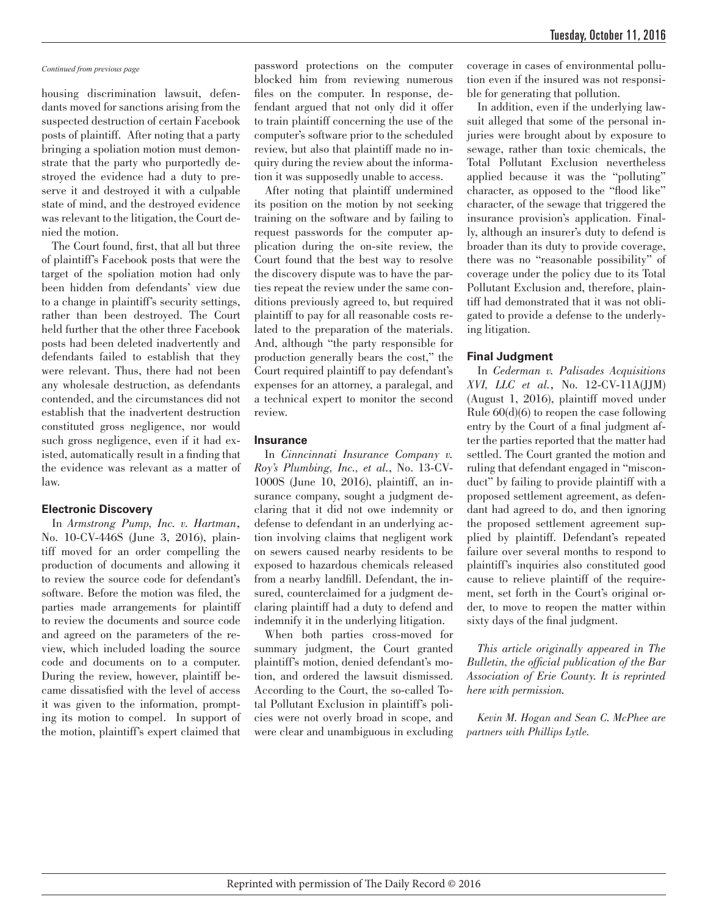*Continued from previous page*

housing discrimination lawsuit, defendants moved for sanctions arising from the suspected destruction of certain Facebook posts of plaintiff. After noting that a party bringing a spoliation motion must demonstrate that the party who purportedly destroyed the evidence had a duty to preserve it and destroyed it with a culpable state of mind, and the destroyed evidence was relevant to the litigation, the Court denied the motion.

The Court found, first, that all but three of plaintiff's Facebook posts that were the target of the spoliation motion had only been hidden from defendants' view due to a change in plaintiff's security settings, rather than been destroyed. The Court held further that the other three Facebook posts had been deleted inadvertently and defendants failed to establish that they were relevant. Thus, there had not been any wholesale destruction, as defendants contended, and the circumstances did not establish that the inadvertent destruction constituted gross negligence, nor would such gross negligence, even if it had existed, automatically result in a finding that the evidence was relevant as a matter of law.

### Electronic Discovery

In *Armstrong Pump, Inc. v. Hartman*, No. 10-CV-446S (June 3, 2016), plaintiff moved for an order compelling the production of documents and allowing it to review the source code for defendant's software. Before the motion was filed, the parties made arrangements for plaintiff to review the documents and source code and agreed on the parameters of the review, which included loading the source code and documents on to a computer. During the review, however, plaintiff became dissatisfied with the level of access it was given to the information, prompting its motion to compel. In support of the motion, plaintiff's expert claimed that password protections on the computer blocked him from reviewing numerous files on the computer. In response, defendant argued that not only did it offer to train plaintiff concerning the use of the computer's software prior to the scheduled review, but also that plaintiff made no inquiry during the review about the information it was supposedly unable to access.

After noting that plaintiff undermined its position on the motion by not seeking training on the software and by failing to request passwords for the computer application during the on-site review, the Court found that the best way to resolve the discovery dispute was to have the parties repeat the review under the same conditions previously agreed to, but required plaintiff to pay for all reasonable costs related to the preparation of the materials. And, although "the party responsible for production generally bears the cost," the Court required plaintiff to pay defendant's expenses for an attorney, a paralegal, and a technical expert to monitor the second review.

### Insurance

In *Cinncinnati Insurance Company v. Roy's Plumbing, Inc., et al.*, No. 13-CV-1000S (June 10, 2016), plaintiff, an insurance company, sought a judgment declaring that it did not owe indemnity or defense to defendant in an underlying action involving claims that negligent work on sewers caused nearby residents to be exposed to hazardous chemicals released from a nearby landfill. Defendant, the insured, counterclaimed for a judgment declaring plaintiff had a duty to defend and indemnify it in the underlying litigation.

When both parties cross-moved for summary judgment, the Court granted plaintiff's motion, denied defendant's motion, and ordered the lawsuit dismissed. According to the Court, the so-called Total Pollutant Exclusion in plaintiff's policies were not overly broad in scope, and were clear and unambiguous in excluding coverage in cases of environmental pollution even if the insured was not responsible for generating that pollution.

In addition, even if the underlying lawsuit alleged that some of the personal injuries were brought about by exposure to sewage, rather than toxic chemicals, the Total Pollutant Exclusion nevertheless applied because it was the "polluting" character, as opposed to the "flood like" character, of the sewage that triggered the insurance provision's application. Finally, although an insurer's duty to defend is broader than its duty to provide coverage, there was no "reasonable possibility" of coverage under the policy due to its Total Pollutant Exclusion and, therefore, plaintiff had demonstrated that it was not obligated to provide a defense to the underlying litigation.

### Final Judgment

In *Cederman v. Palisades Acquisitions XVI, LLC et al.*, No. 12-CV-11A(JJM) (August 1, 2016), plaintiff moved under Rule 60(d)(6) to reopen the case following entry by the Court of a final judgment after the parties reported that the matter had settled. The Court granted the motion and ruling that defendant engaged in "misconduct" by failing to provide plaintiff with a proposed settlement agreement, as defendant had agreed to do, and then ignoring the proposed settlement agreement supplied by plaintiff. Defendant's repeated failure over several months to respond to plaintiff's inquiries also constituted good cause to relieve plaintiff of the requirement, set forth in the Court's original order, to move to reopen the matter within sixty days of the final judgment.

*This article originally appeared in The Bulletin, the official publication of the Bar Association of Erie County. It is reprinted here with permission.*

*Kevin M. Hogan and Sean C. McPhee are partners with Phillips Lytle.*